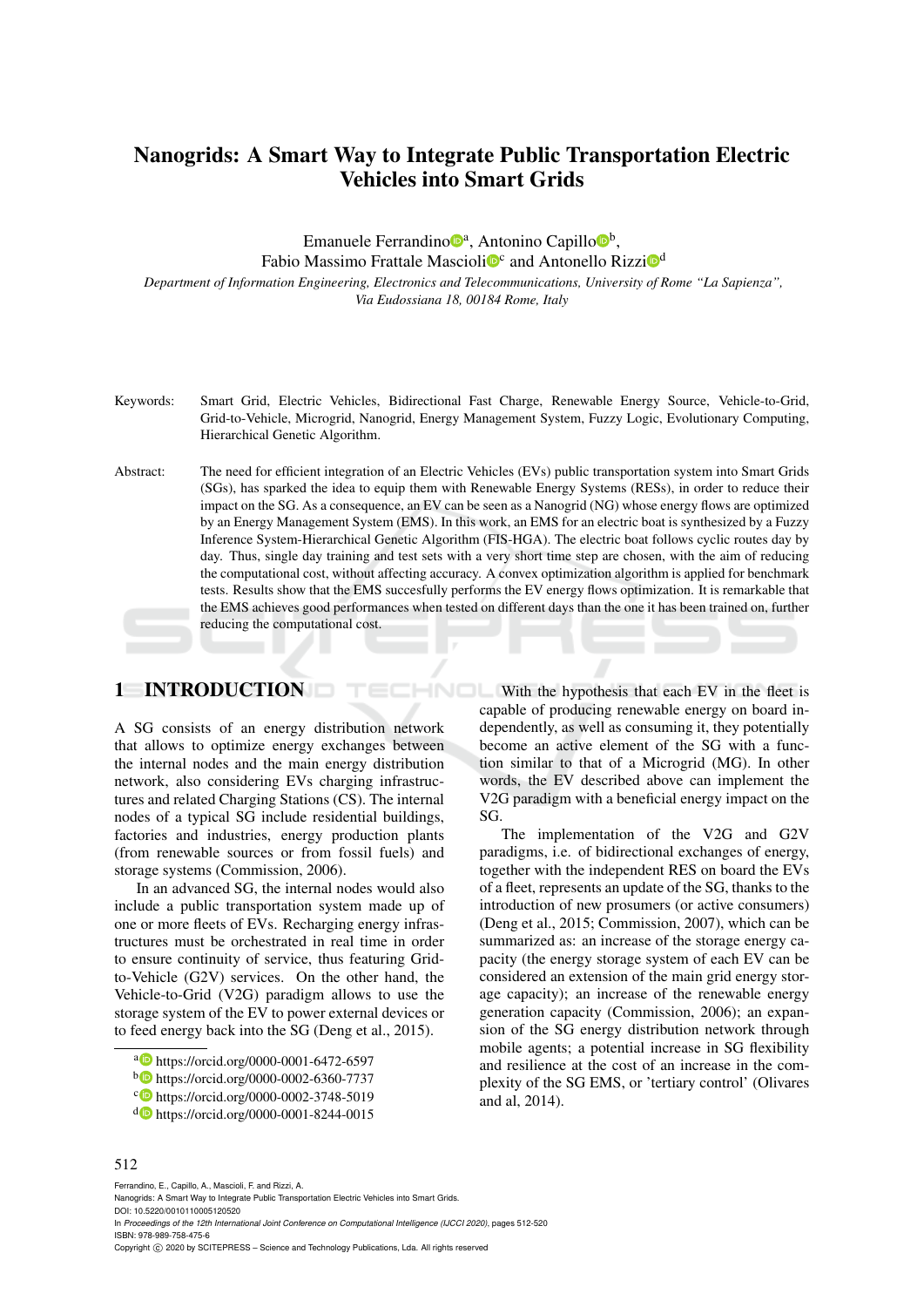# Nanogrids: A Smart Way to Integrate Public Transportation Electric Vehicles into Smart Grids

Emanuele Ferrandino[a], Antonino Capillo[b], Fabio Massimo Frattale Mascioli[c] and Antonello Rizzi[d]

*Department of Information Engineering, Electronics and Telecommunications, University of Rome "La Sapienza", Via Eudossiana 18, 00184 Rome, Italy*

Keywords: Smart Grid, Electric Vehicles, Bidirectional Fast Charge, Renewable Energy Source, Vehicle-to-Grid, Grid-to-Vehicle, Microgrid, Nanogrid, Energy Management System, Fuzzy Logic, Evolutionary Computing, Hierarchical Genetic Algorithm.

Abstract: The need for efficient integration of an Electric Vehicles (EVs) public transportation system into Smart Grids (SGs), has sparked the idea to equip them with Renewable Energy Systems (RESs), in order to reduce their impact on the SG. As a consequence, an EV can be seen as a Nanogrid (NG) whose energy flows are optimized by an Energy Management System (EMS). In this work, an EMS for an electric boat is synthesized by a Fuzzy Inference System-Hierarchical Genetic Algorithm (FIS-HGA). The electric boat follows cyclic routes day by day. Thus, single day training and test sets with a very short time step are chosen, with the aim of reducing the computational cost, without affecting accuracy. A convex optimization algorithm is applied for benchmark tests. Results show that the EMS succesfully performs the EV energy flows optimization. It is remarkable that the EMS achieves good performances when tested on different days than the one it has been trained on, further reducing the computational cost.

## 1 INTRODUCTION

A SG consists of an energy distribution network that allows to optimize energy exchanges between the internal nodes and the main energy distribution network, also considering EVs charging infrastructures and related Charging Stations (CS). The internal nodes of a typical SG include residential buildings, factories and industries, energy production plants (from renewable sources or from fossil fuels) and storage systems (Commission, 2006).

In an advanced SG, the internal nodes would also include a public transportation system made up of one or more fleets of EVs. Recharging energy infrastructures must be orchestrated in real time in order to ensure continuity of service, thus featuring Grid-to-Vehicle (G2V) services. On the other hand, the Vehicle-to-Grid (V2G) paradigm allows to use the storage system of the EV to power external devices or to feed energy back into the SG (Deng et al., 2015).

With the hypothesis that each EV in the fleet is capable of producing renewable energy on board independently, as well as consuming it, they potentially become an active element of the SG with a function similar to that of a Microgrid (MG). In other words, the EV described above can implement the V2G paradigm with a beneficial energy impact on the SG.

The implementation of the V2G and G2V paradigms, i.e. of bidirectional exchanges of energy, together with the independent RES on board the EVs of a fleet, represents an update of the SG, thanks to the introduction of new prosumers (or active consumers) (Deng et al., 2015; Commission, 2007), which can be summarized as: an increase of the storage energy capacity (the energy storage system of each EV can be considered an extension of the main grid energy storage capacity); an increase of the renewable energy generation capacity (Commission, 2006); an expansion of the SG energy distribution network through mobile agents; a potential increase in SG flexibility and resilience at the cost of an increase in the complexity of the SG EMS, or 'tertiary control' (Olivares and al, 2014).

---

[a] https://orcid.org/0000-0001-6472-6597
[b] https://orcid.org/0000-0002-6360-7737
[c] https://orcid.org/0000-0002-3748-5019
[d] https://orcid.org/0000-0001-8244-0015

Ferrandino, E., Capillo, A., Mascioli, F. and Rizzi, A.
Nanogrids: A Smart Way to Integrate Public Transportation Electric Vehicles into Smart Grids.
DOI: 10.5220/0010110005120520
In *Proceedings of the 12th International Joint Conference on Computational Intelligence (IJCCI 2020)*, pages 512-520
ISBN: 978-989-758-475-6
Copyright © 2020 by SCITEPRESS – Science and Technology Publications, Lda. All rights reserved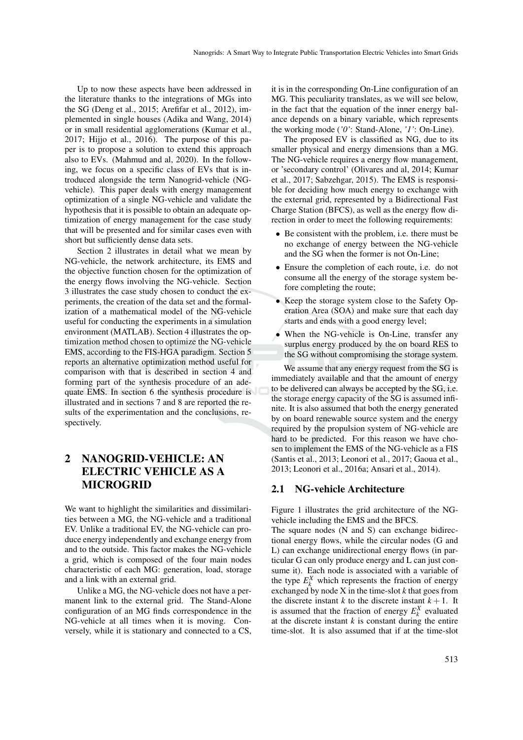Up to now these aspects have been addressed in the literature thanks to the integrations of MGs into the SG (Deng et al., 2015; Arefifar et al., 2012), implemented in single houses (Adika and Wang, 2014) or in small residential agglomerations (Kumar et al., 2017; Hijjo et al., 2016). The purpose of this paper is to propose a solution to extend this approach also to EVs. (Mahmud and al, 2020). In the following, we focus on a specific class of EVs that is introduced alongside the term Nanogrid-vehicle (NG-vehicle). This paper deals with energy management optimization of a single NG-vehicle and validate the hypothesis that it is possible to obtain an adequate optimization of energy management for the case study that will be presented and for similar cases even with short but sufficiently dense data sets.

Section 2 illustrates in detail what we mean by NG-vehicle, the network architecture, its EMS and the objective function chosen for the optimization of the energy flows involving the NG-vehicle. Section 3 illustrates the case study chosen to conduct the experiments, the creation of the data set and the formalization of a mathematical model of the NG-vehicle useful for conducting the experiments in a simulation environment (MATLAB). Section 4 illustrates the optimization method chosen to optimize the NG-vehicle EMS, according to the FIS-HGA paradigm. Section 5 reports an alternative optimization method useful for comparison with that is described in section 4 and forming part of the synthesis procedure of an adequate EMS. In section 6 the synthesis procedure is illustrated and in sections 7 and 8 are reported the results of the experimentation and the conclusions, respectively.

# 2 NANOGRID-VEHICLE: AN ELECTRIC VEHICLE AS A MICROGRID

We want to highlight the similarities and dissimilarities between a MG, the NG-vehicle and a traditional EV. Unlike a traditional EV, the NG-vehicle can produce energy independently and exchange energy from and to the outside. This factor makes the NG-vehicle a grid, which is composed of the four main nodes characteristic of each MG: generation, load, storage and a link with an external grid.

Unlike a MG, the NG-vehicle does not have a permanent link to the external grid. The Stand-Alone configuration of an MG finds correspondence in the NG-vehicle at all times when it is moving. Conversely, while it is stationary and connected to a CS, it is in the corresponding On-Line configuration of an MG. This peculiarity translates, as we will see below, in the fact that the equation of the inner energy balance depends on a binary variable, which represents the working mode (*'0'*: Stand-Alone, *'1'*: On-Line).

The proposed EV is classified as NG, due to its smaller physical and energy dimensions than a MG. The NG-vehicle requires a energy flow management, or 'secondary control' (Olivares and al, 2014; Kumar et al., 2017; Sabzehgar, 2015). The EMS is responsible for deciding how much energy to exchange with the external grid, represented by a Bidirectional Fast Charge Station (BFCS), as well as the energy flow direction in order to meet the following requirements:

- Be consistent with the problem, i.e. there must be no exchange of energy between the NG-vehicle and the SG when the former is not On-Line;
- Ensure the completion of each route, i.e. do not consume all the energy of the storage system before completing the route;
- Keep the storage system close to the Safety Operation Area (SOA) and make sure that each day starts and ends with a good energy level;
- When the NG-vehicle is On-Line, transfer any surplus energy produced by the on board RES to the SG without compromising the storage system.

We assume that any energy request from the SG is immediately available and that the amount of energy to be delivered can always be accepted by the SG, i.e. the storage energy capacity of the SG is assumed infinite. It is also assumed that both the energy generated by on board renewable source system and the energy required by the propulsion system of NG-vehicle are hard to be predicted. For this reason we have chosen to implement the EMS of the NG-vehicle as a FIS (Santis et al., 2013; Leonori et al., 2017; Gaoua et al., 2013; Leonori et al., 2016a; Ansari et al., 2014).

## 2.1 NG-vehicle Architecture

Figure 1 illustrates the grid architecture of the NG-vehicle including the EMS and the BFCS.

The square nodes (N and S) can exchange bidirectional energy flows, while the circular nodes (G and L) can exchange unidirectional energy flows (in particular G can only produce energy and L can just consume it). Each node is associated with a variable of the type $E_k^X$ which represents the fraction of energy exchanged by node X in the time-slot $k$ that goes from the discrete instant $k$ to the discrete instant $k+1$. It is assumed that the fraction of energy $E_k^X$ evaluated at the discrete instant $k$ is constant during the entire time-slot. It is also assumed that if at the time-slot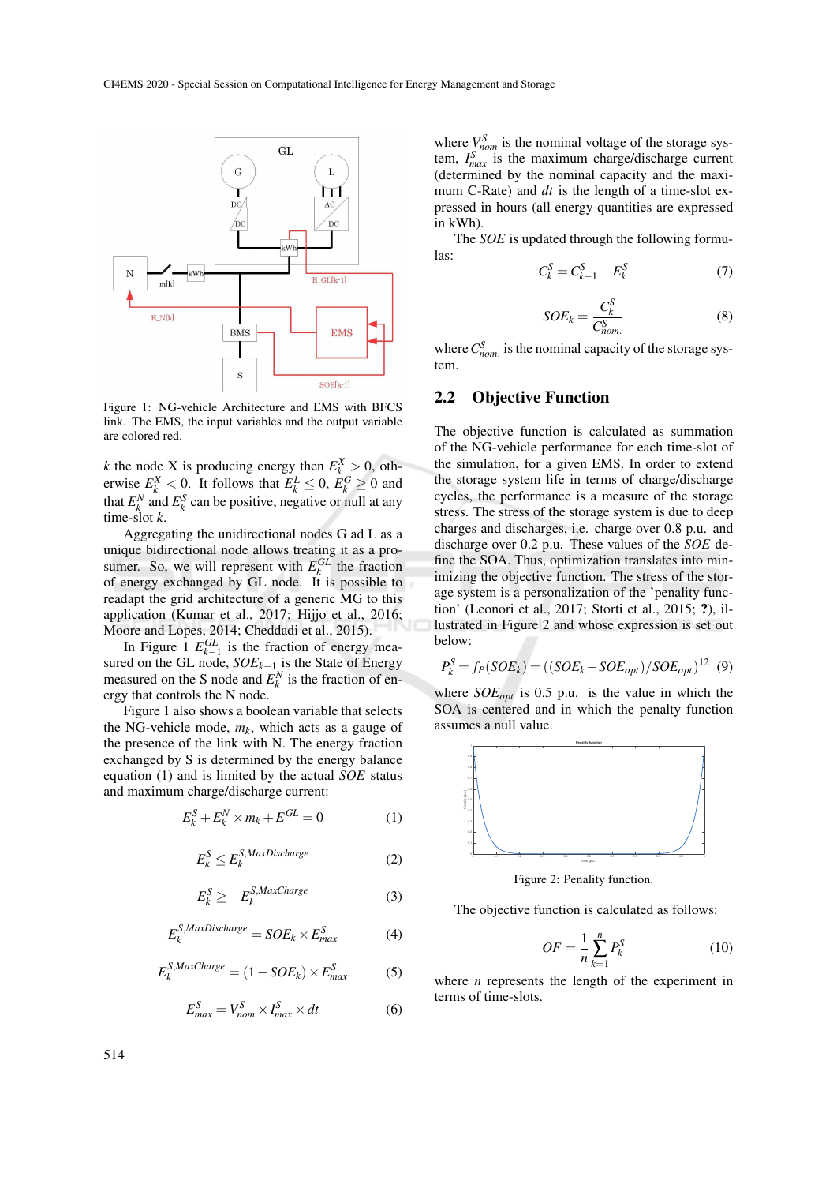Figure 1: NG-vehicle Architecture and EMS with BFCS link. The EMS, the input variables and the output variable are colored red.

$k$ the node X is producing energy then $E_k^X > 0$, otherwise $E_k^X < 0$. It follows that $E_k^L \leq 0$, $E_k^G \geq 0$ and that $E_k^N$ and $E_k^S$ can be positive, negative or null at any time-slot $k$.

Aggregating the unidirectional nodes G ad L as a unique bidirectional node allows treating it as a prosumer. So, we will represent with $E_k^{GL}$ the fraction of energy exchanged by GL node. It is possible to readapt the grid architecture of a generic MG to this application (Kumar et al., 2017; Hijjo et al., 2016; Moore and Lopes, 2014; Cheddadi et al., 2015).

In Figure 1 $E_{k-1}^{GL}$ is the fraction of energy measured on the GL node, $SOE_{k-1}$ is the State of Energy measured on the S node and $E_k^N$ is the fraction of energy that controls the N node.

Figure 1 also shows a boolean variable that selects the NG-vehicle mode, $m_k$, which acts as a gauge of the presence of the link with N. The energy fraction exchanged by S is determined by the energy balance equation (1) and is limited by the actual $SOE$ status and maximum charge/discharge current:

$$E_k^S + E_k^N \times m_k + E^{GL} = 0 \qquad (1)$$

$$E_k^S \leq E_k^{S,MaxDischarge} \qquad (2)$$

$$E_k^S \geq -E_k^{S,MaxCharge} \qquad (3)$$

$$E_k^{S,MaxDischarge} = SOE_k \times E_{max}^S \qquad (4)$$

$$E_k^{S,MaxCharge} = (1 - SOE_k) \times E_{max}^S \qquad (5)$$

$$E_{max}^S = V_{nom}^S \times I_{max}^S \times dt \qquad (6)$$

where $V_{nom}^S$ is the nominal voltage of the storage system, $I_{max}^S$ is the maximum charge/discharge current (determined by the nominal capacity and the maximum C-Rate) and $dt$ is the length of a time-slot expressed in hours (all energy quantities are expressed in kWh).

The $SOE$ is updated through the following formulas:

$$C_k^S = C_{k-1}^S - E_k^S \qquad (7)$$

$$SOE_k = \frac{C_k^S}{C_{nom.}^S} \qquad (8)$$

where $C_{nom.}^S$ is the nominal capacity of the storage system.

## 2.2 Objective Function

The objective function is calculated as summation of the NG-vehicle performance for each time-slot of the simulation, for a given EMS. In order to extend the storage system life in terms of charge/discharge cycles, the performance is a measure of the storage stress. The stress of the storage system is due to deep charges and discharges, i.e. charge over 0.8 p.u. and discharge over 0.2 p.u. These values of the $SOE$ define the SOA. Thus, optimization translates into minimizing the objective function. The stress of the storage system is a personalization of the 'penality function' (Leonori et al., 2017; Storti et al., 2015; ?), illustrated in Figure 2 and whose expression is set out below:

$$P_k^S = f_P(SOE_k) = ((SOE_k - SOE_{opt})/SOE_{opt})^{12} \qquad (9)$$

where $SOE_{opt}$ is 0.5 p.u. is the value in which the SOA is centered and in which the penalty function assumes a null value.

Figure 2: Penality function.

The objective function is calculated as follows:

$$OF = \frac{1}{n} \sum_{k=1}^{n} P_k^S \qquad (10)$$

where $n$ represents the length of the experiment in terms of time-slots.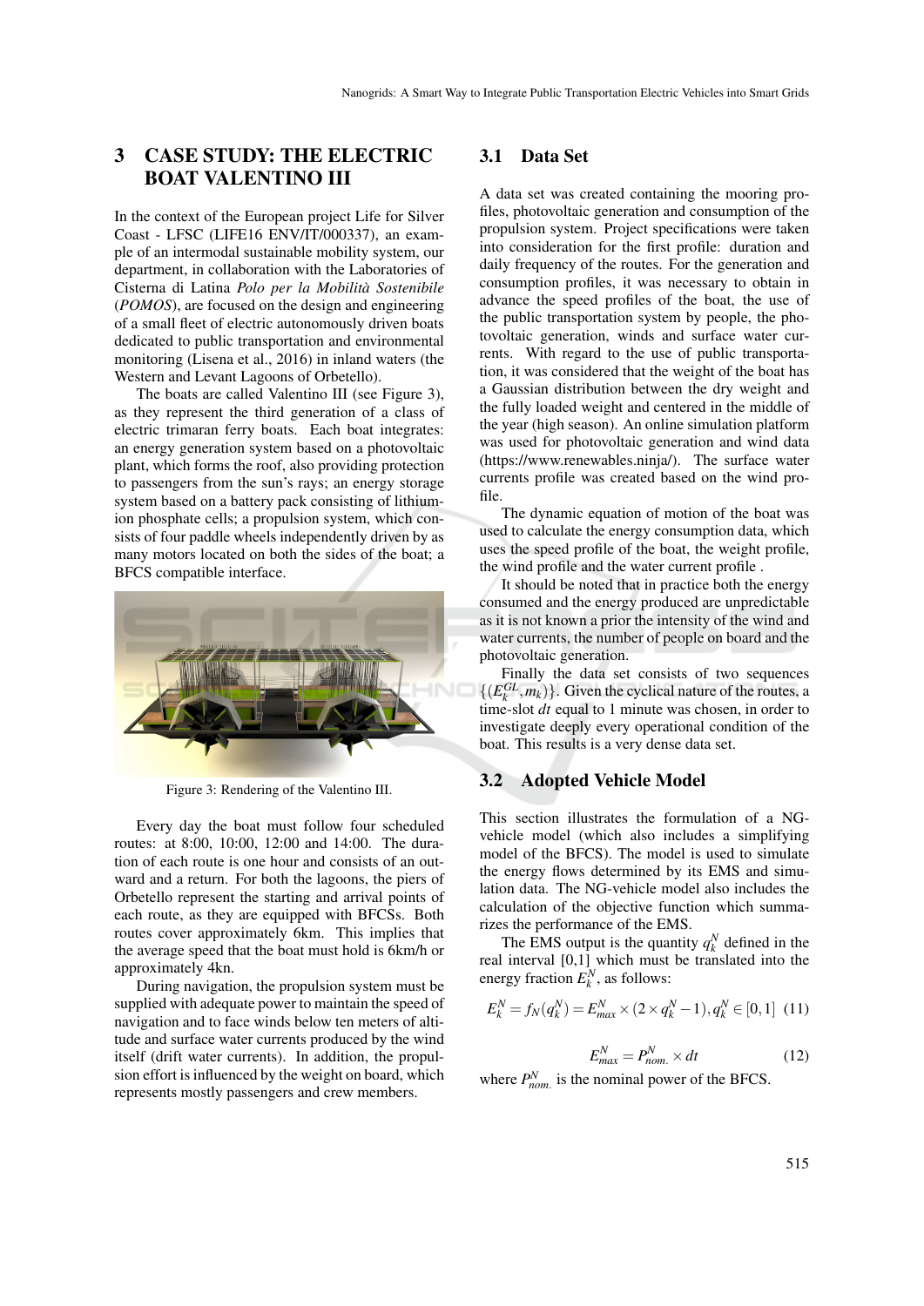## 3 CASE STUDY: THE ELECTRIC BOAT VALENTINO III

In the context of the European project Life for Silver Coast - LFSC (LIFE16 ENV/IT/000337), an example of an intermodal sustainable mobility system, our department, in collaboration with the Laboratories of Cisterna di Latina *Polo per la Mobilità Sostenibile* (*POMOS*), are focused on the design and engineering of a small fleet of electric autonomously driven boats dedicated to public transportation and environmental monitoring (Lisena et al., 2016) in inland waters (the Western and Levant Lagoons of Orbetello).

The boats are called Valentino III (see Figure 3), as they represent the third generation of a class of electric trimaran ferry boats. Each boat integrates: an energy generation system based on a photovoltaic plant, which forms the roof, also providing protection to passengers from the sun's rays; an energy storage system based on a battery pack consisting of lithium-ion phosphate cells; a propulsion system, which consists of four paddle wheels independently driven by as many motors located on both the sides of the boat; a BFCS compatible interface.

Figure 3: Rendering of the Valentino III.

Every day the boat must follow four scheduled routes: at 8:00, 10:00, 12:00 and 14:00. The duration of each route is one hour and consists of an outward and a return. For both the lagoons, the piers of Orbetello represent the starting and arrival points of each route, as they are equipped with BFCSs. Both routes cover approximately 6km. This implies that the average speed that the boat must hold is 6km/h or approximately 4kn.

During navigation, the propulsion system must be supplied with adequate power to maintain the speed of navigation and to face winds below ten meters of altitude and surface water currents produced by the wind itself (drift water currents). In addition, the propulsion effort is influenced by the weight on board, which represents mostly passengers and crew members.

### 3.1 Data Set

A data set was created containing the mooring profiles, photovoltaic generation and consumption of the propulsion system. Project specifications were taken into consideration for the first profile: duration and daily frequency of the routes. For the generation and consumption profiles, it was necessary to obtain in advance the speed profiles of the boat, the use of the public transportation system by people, the photovoltaic generation, winds and surface water currents. With regard to the use of public transportation, it was considered that the weight of the boat has a Gaussian distribution between the dry weight and the fully loaded weight and centered in the middle of the year (high season). An online simulation platform was used for photovoltaic generation and wind data (https://www.renewables.ninja/). The surface water currents profile was created based on the wind profile.

The dynamic equation of motion of the boat was used to calculate the energy consumption data, which uses the speed profile of the boat, the weight profile, the wind profile and the water current profile .

It should be noted that in practice both the energy consumed and the energy produced are unpredictable as it is not known a prior the intensity of the wind and water currents, the number of people on board and the photovoltaic generation.

Finally the data set consists of two sequences $\{(E_k^{GL}, m_k)\}$. Given the cyclical nature of the routes, a time-slot $dt$ equal to 1 minute was chosen, in order to investigate deeply every operational condition of the boat. This results is a very dense data set.

### 3.2 Adopted Vehicle Model

This section illustrates the formulation of a NG-vehicle model (which also includes a simplifying model of the BFCS). The model is used to simulate the energy flows determined by its EMS and simulation data. The NG-vehicle model also includes the calculation of the objective function which summarizes the performance of the EMS.

The EMS output is the quantity $q_k^N$ defined in the real interval [0,1] which must be translated into the energy fraction $E_k^N$, as follows:

$$E_k^N = f_N(q_k^N) = E_{max}^N \times (2 \times q_k^N - 1), q_k^N \in [0,1] \quad (11)$$

$$E_{max}^N = P_{nom.}^N \times dt \quad (12)$$

where $P_{nom.}^N$ is the nominal power of the BFCS.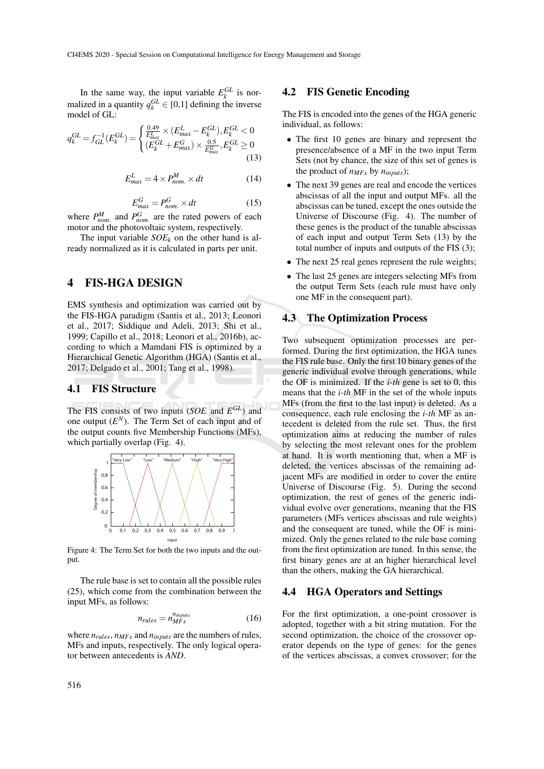In the same way, the input variable $E_k^{GL}$ is normalized in a quantity $q_k^{GL} \in [0,1]$ defining the inverse model of GL:

$$q_k^{GL} = f_{GL}^{-1}(E_k^{GL}) = \begin{cases} \frac{0.49}{E_{max}^L} \times (E_{max}^L - E_k^{GL}), E_k^{GL} < 0 \\ (E_k^{GL} + E_{max}^G) \times \frac{0.5}{E_{max}^G}, E_k^{GL} \geq 0 \end{cases} \tag{13}$$

$$E_{max}^L = 4 \times P_{nom.}^M \times dt \tag{14}$$

$$E_{max}^G = P_{nom.}^G \times dt \tag{15}$$

where $P_{nom.}^M$ and $P_{nom.}^G$ are the rated powers of each motor and the photovoltaic system, respectively.

The input variable $SOE_k$ on the other hand is already normalized as it is calculated in parts per unit.

## 4 FIS-HGA DESIGN

EMS synthesis and optimization was carried out by the FIS-HGA paradigm (Santis et al., 2013; Leonori et al., 2017; Siddique and Adeli, 2013; Shi et al., 1999; Capillo et al., 2018; Leonori et al., 2016b), according to which a Mamdani FIS is optimized by a Hierarchical Genetic Algorithm (HGA) (Santis et al., 2017; Delgado et al., 2001; Tang et al., 1998).

### 4.1 FIS Structure

The FIS consists of two inputs ($SOE$ and $E^{GL}$) and one output ($E^N$). The Term Set of each input and of the output counts five Membership Functions (MFs), which partially overlap (Fig. 4).

Figure 4: The Term Set for both the two inputs and the output.

The rule base is set to contain all the possible rules (25), which come from the combination between the input MFs, as follows:

$$n_{rules} = n_{MFs}^{n_{inputs}} \tag{16}$$

where $n_{rules}$, $n_{MFs}$ and $n_{inputs}$ are the numbers of rules, MFs and inputs, respectively. The only logical operator between antecedents is *AND*.

### 4.2 FIS Genetic Encoding

The FIS is encoded into the genes of the HGA generic individual, as follows:

- The first 10 genes are binary and represent the presence/absence of a MF in the two input Term Sets (not by chance, the size of this set of genes is the product of $n_{MFs}$ by $n_{inputs}$);
- The next 39 genes are real and encode the vertices abscissas of all the input and output MFs. all the abscissas can be tuned, except the ones outside the Universe of Discourse (Fig. 4). The number of these genes is the product of the tunable abscissas of each input and output Term Sets (13) by the total number of inputs and outputs of the FIS (3);
- The next 25 real genes represent the rule weights;
- The last 25 genes are integers selecting MFs from the output Term Sets (each rule must have only one MF in the consequent part).

### 4.3 The Optimization Process

Two subsequent optimization processes are performed. During the first optimization, the HGA tunes the FIS rule base. Only the first 10 binary genes of the generic individual evolve through generations, while the OF is minimized. If the *i-th* gene is set to 0, this means that the *i-th* MF in the set of the whole inputs MFs (from the first to the last input) is deleted. As a consequence, each rule enclosing the *i-th* MF as antecedent is deleted from the rule set. Thus, the first optimization aims at reducing the number of rules by selecting the most relevant ones for the problem at hand. It is worth mentioning that, when a MF is deleted, the vertices abscissas of the remaining adjacent MFs are modified in order to cover the entire Universe of Discourse (Fig. 5). During the second optimization, the rest of genes of the generic individual evolve over generations, meaning that the FIS parameters (MFs vertices abscissas and rule weights) and the consequent are tuned, while the OF is minimized. Only the genes related to the rule base coming from the first optimization are tuned. In this sense, the first binary genes are at an higher hierarchical level than the others, making the GA hierarchical.

### 4.4 HGA Operators and Settings

For the first optimization, a one-point crossover is adopted, together with a bit string mutation. For the second optimization, the choice of the crossover operator depends on the type of genes: for the genes of the vertices abscissas, a convex crossover; for the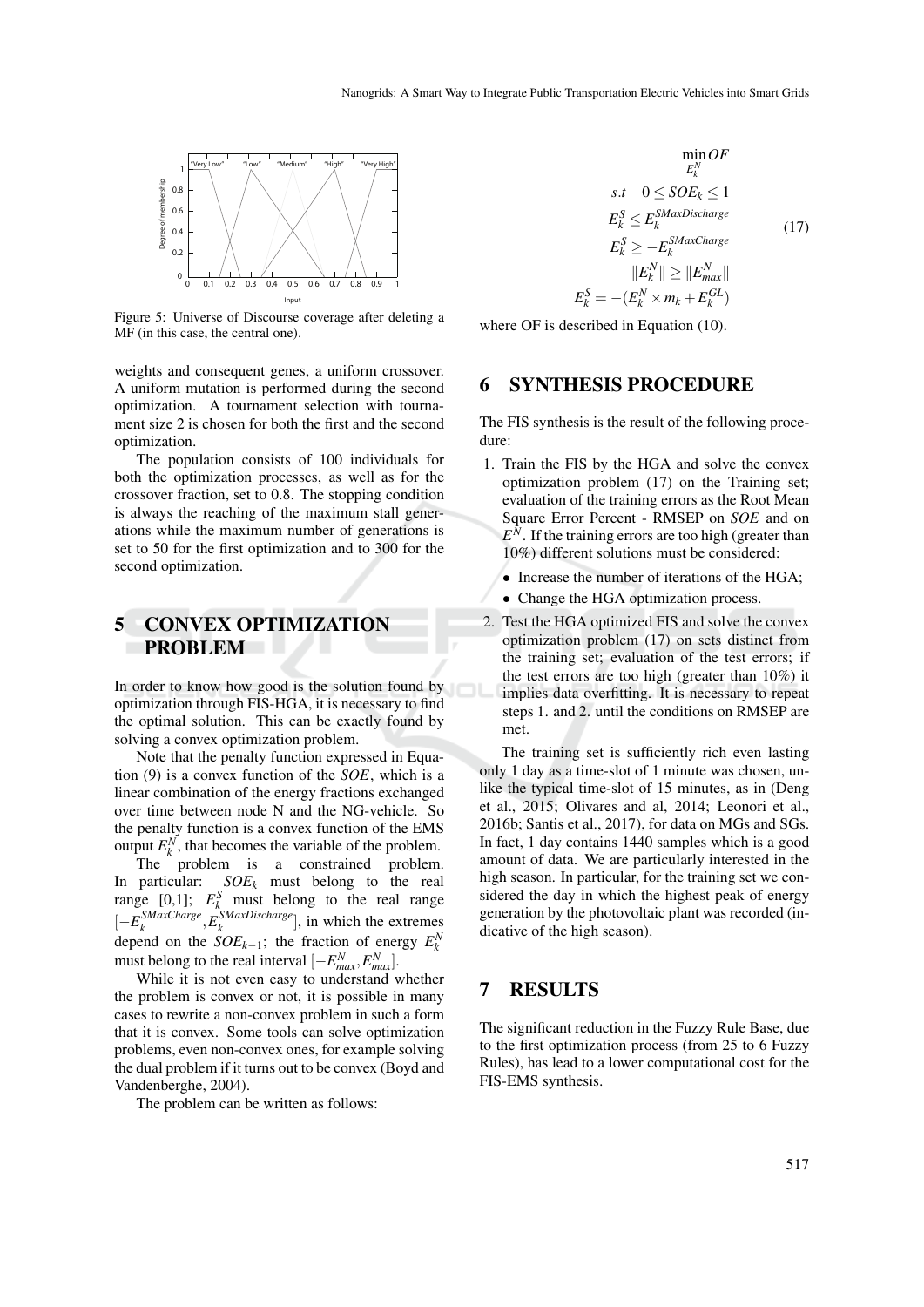Figure 5: Universe of Discourse coverage after deleting a MF (in this case, the central one).

weights and consequent genes, a uniform crossover. A uniform mutation is performed during the second optimization. A tournament selection with tournament size 2 is chosen for both the first and the second optimization.

The population consists of 100 individuals for both the optimization processes, as well as for the crossover fraction, set to 0.8. The stopping condition is always the reaching of the maximum stall generations while the maximum number of generations is set to 50 for the first optimization and to 300 for the second optimization.

## 5 CONVEX OPTIMIZATION PROBLEM

In order to know how good is the solution found by optimization through FIS-HGA, it is necessary to find the optimal solution. This can be exactly found by solving a convex optimization problem.

Note that the penalty function expressed in Equation (9) is a convex function of the *SOE*, which is a linear combination of the energy fractions exchanged over time between node N and the NG-vehicle. So the penalty function is a convex function of the EMS output $E_k^N$, that becomes the variable of the problem.

The problem is a constrained problem. In particular: $SOE_k$ must belong to the real range [0,1]; $E_k^S$ must belong to the real range $[-E_k^{SMaxCharge}, E_k^{SMaxDischarge}]$, in which the extremes depend on the $SOE_{k-1}$; the fraction of energy $E_k^N$ must belong to the real interval $[-E_{max}^N, E_{max}^N]$.

While it is not even easy to understand whether the problem is convex or not, it is possible in many cases to rewrite a non-convex problem in such a form that it is convex. Some tools can solve optimization problems, even non-convex ones, for example solving the dual problem if it turns out to be convex (Boyd and Vandenberghe, 2004).

The problem can be written as follows:

$$
\begin{aligned}
&\min_{E_k^N} OF \\
&s.t \quad 0 \leq SOE_k \leq 1 \\
&E_k^S \leq E_k^{SMaxDischarge} \\
&E_k^S \geq -E_k^{SMaxCharge} \\
&\|E_k^N\| \geq \|E_{max}^N\| \\
&E_k^S = -(E_k^N \times m_k + E_k^{GL})
\end{aligned}
\tag{17}
$$

where OF is described in Equation (10).

## 6 SYNTHESIS PROCEDURE

The FIS synthesis is the result of the following procedure:

1. Train the FIS by the HGA and solve the convex optimization problem (17) on the Training set; evaluation of the training errors as the Root Mean Square Error Percent - RMSEP on *SOE* and on $E^N$. If the training errors are too high (greater than 10%) different solutions must be considered:
   - Increase the number of iterations of the HGA;
   - Change the HGA optimization process.
2. Test the HGA optimized FIS and solve the convex optimization problem (17) on sets distinct from the training set; evaluation of the test errors; if the test errors are too high (greater than 10%) it implies data overfitting. It is necessary to repeat steps 1. and 2. until the conditions on RMSEP are met.

The training set is sufficiently rich even lasting only 1 day as a time-slot of 1 minute was chosen, unlike the typical time-slot of 15 minutes, as in (Deng et al., 2015; Olivares and al, 2014; Leonori et al., 2016b; Santis et al., 2017), for data on MGs and SGs. In fact, 1 day contains 1440 samples which is a good amount of data. We are particularly interested in the high season. In particular, for the training set we considered the day in which the highest peak of energy generation by the photovoltaic plant was recorded (indicative of the high season).

## 7 RESULTS

The significant reduction in the Fuzzy Rule Base, due to the first optimization process (from 25 to 6 Fuzzy Rules), has lead to a lower computational cost for the FIS-EMS synthesis.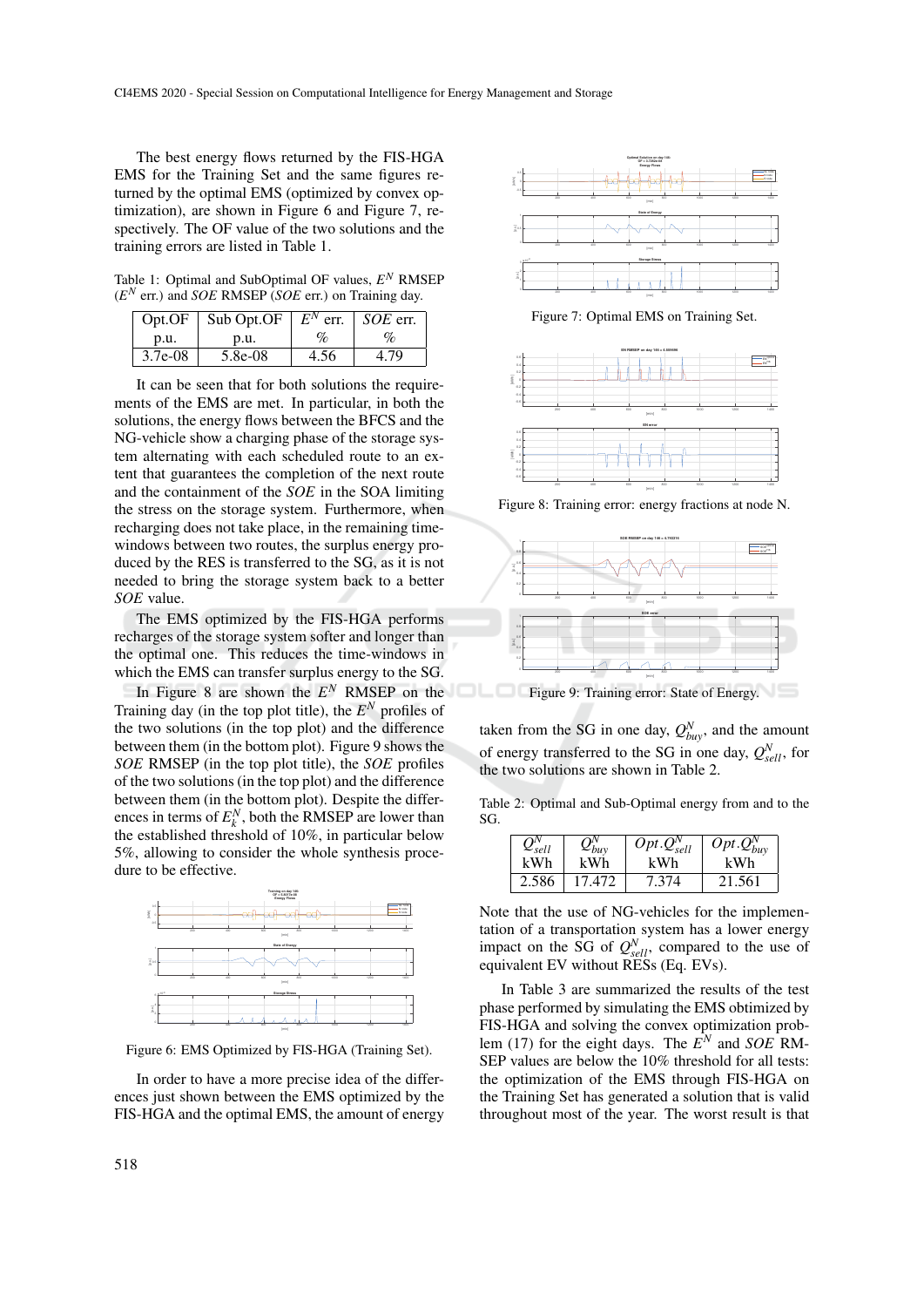The best energy flows returned by the FIS-HGA EMS for the Training Set and the same figures returned by the optimal EMS (optimized by convex optimization), are shown in Figure 6 and Figure 7, respectively. The OF value of the two solutions and the training errors are listed in Table 1.

Table 1: Optimal and SubOptimal OF values, $E^N$ RMSEP ($E^N$ err.) and *SOE* RMSEP (*SOE* err.) on Training day.

| Opt.OF p.u. | Sub Opt.OF p.u. | $E^N$ err. % | *SOE* err. % |
|---|---|---|---|
| 3.7e-08 | 5.8e-08 | 4.56 | 4.79 |

It can be seen that for both solutions the requirements of the EMS are met. In particular, in both the solutions, the energy flows between the BFCS and the NG-vehicle show a charging phase of the storage system alternating with each scheduled route to an extent that guarantees the completion of the next route and the containment of the *SOE* in the SOA limiting the stress on the storage system. Furthermore, when recharging does not take place, in the remaining time-windows between two routes, the surplus energy produced by the RES is transferred to the SG, as it is not needed to bring the storage system back to a better *SOE* value.

The EMS optimized by the FIS-HGA performs recharges of the storage system softer and longer than the optimal one. This reduces the time-windows in which the EMS can transfer surplus energy to the SG.

In Figure 8 are shown the $E^N$ RMSEP on the Training day (in the top plot title), the $E^N$ profiles of the two solutions (in the top plot) and the difference between them (in the bottom plot). Figure 9 shows the *SOE* RMSEP (in the top plot title), the *SOE* profiles of the two solutions (in the top plot) and the difference between them (in the bottom plot). Despite the differences in terms of $E_k^N$, both the RMSEP are lower than the established threshold of 10%, in particular below 5%, allowing to consider the whole synthesis procedure to be effective.

Figure 6: EMS Optimized by FIS-HGA (Training Set).

In order to have a more precise idea of the differences just shown between the EMS optimized by the FIS-HGA and the optimal EMS, the amount of energy taken from the SG in one day, $Q^N_{buy}$, and the amount of energy transferred to the SG in one day, $Q^N_{sell}$, for the two solutions are shown in Table 2.

Figure 7: Optimal EMS on Training Set.

Figure 8: Training error: energy fractions at node N.

Figure 9: Training error: State of Energy.

Table 2: Optimal and Sub-Optimal energy from and to the SG.

| $Q^N_{sell}$ kWh | $Q^N_{buy}$ kWh | $Opt.Q^N_{sell}$ kWh | $Opt.Q^N_{buy}$ kWh |
|---|---|---|---|
| 2.586 | 17.472 | 7.374 | 21.561 |

Note that the use of NG-vehicles for the implementation of a transportation system has a lower energy impact on the SG of $Q^N_{sell}$, compared to the use of equivalent EV without RESs (Eq. EVs).

In Table 3 are summarized the results of the test phase performed by simulating the EMS obtimized by FIS-HGA and solving the convex optimization problem (17) for the eight days. The $E^N$ and *SOE* RMSEP values are below the 10% threshold for all tests: the optimization of the EMS through FIS-HGA on the Training Set has generated a solution that is valid throughout most of the year. The worst result is that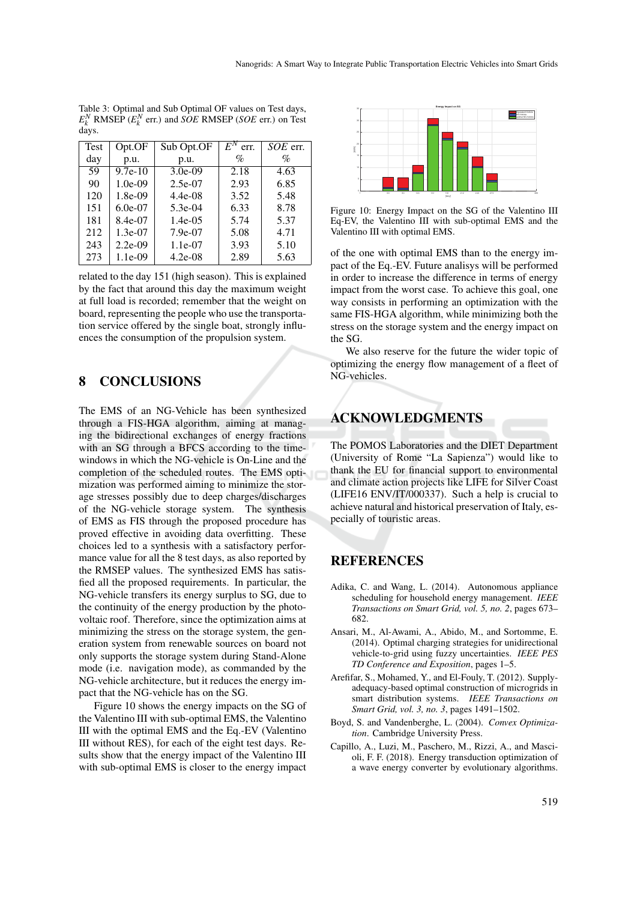Table 3: Optimal and Sub Optimal OF values on Test days, $E_k^N$ RMSEP ($E_k^N$ err.) and *SOE* RMSEP (*SOE* err.) on Test days.

| Test day | Opt.OF p.u. | Sub Opt.OF p.u. | $E^N$ err. % | *SOE* err. % |
|---|---|---|---|---|
| 59 | 9.7e-10 | 3.0e-09 | 2.18 | 4.63 |
| 90 | 1.0e-09 | 2.5e-07 | 2.93 | 6.85 |
| 120 | 1.8e-09 | 4.4e-08 | 3.52 | 5.48 |
| 151 | 6.0e-07 | 5.3e-04 | 6.33 | 8.78 |
| 181 | 8.4e-07 | 1.4e-05 | 5.74 | 5.37 |
| 212 | 1.3e-07 | 7.9e-07 | 5.08 | 4.71 |
| 243 | 2.2e-09 | 1.1e-07 | 3.93 | 5.10 |
| 273 | 1.1e-09 | 4.2e-08 | 2.89 | 5.63 |

related to the day 151 (high season). This is explained by the fact that around this day the maximum weight at full load is recorded; remember that the weight on board, representing the people who use the transportation service offered by the single boat, strongly influences the consumption of the propulsion system.

## 8 CONCLUSIONS

The EMS of an NG-Vehicle has been synthesized through a FIS-HGA algorithm, aiming at managing the bidirectional exchanges of energy fractions with an SG through a BFCS according to the time-windows in which the NG-vehicle is On-Line and the completion of the scheduled routes. The EMS optimization was performed aiming to minimize the storage stresses possibly due to deep charges/discharges of the NG-vehicle storage system. The synthesis of EMS as FIS through the proposed procedure has proved effective in avoiding data overfitting. These choices led to a synthesis with a satisfactory performance value for all the 8 test days, as also reported by the RMSEP values. The synthesized EMS has satisfied all the proposed requirements. In particular, the NG-vehicle transfers its energy surplus to SG, due to the continuity of the energy production by the photovoltaic roof. Therefore, since the optimization aims at minimizing the stress on the storage system, the generation system from renewable sources on board not only supports the storage system during Stand-Alone mode (i.e. navigation mode), as commanded by the NG-vehicle architecture, but it reduces the energy impact that the NG-vehicle has on the SG.

Figure 10 shows the energy impacts on the SG of the Valentino III with sub-optimal EMS, the Valentino III with the optimal EMS and the Eq.-EV (Valentino III without RES), for each of the eight test days. Results show that the energy impact of the Valentino III with sub-optimal EMS is closer to the energy impact

Figure 10: Energy Impact on the SG of the Valentino III Eq-EV, the Valentino III with sub-optimal EMS and the Valentino III with optimal EMS.

of the one with optimal EMS than to the energy impact of the Eq.-EV. Future analisys will be performed in order to increase the difference in terms of energy impact from the worst case. To achieve this goal, one way consists in performing an optimization with the same FIS-HGA algorithm, while minimizing both the stress on the storage system and the energy impact on the SG.

We also reserve for the future the wider topic of optimizing the energy flow management of a fleet of NG-vehicles.

## ACKNOWLEDGMENTS

The POMOS Laboratories and the DIET Department (University of Rome "La Sapienza") would like to thank the EU for financial support to environmental and climate action projects like LIFE for Silver Coast (LIFE16 ENV/IT/000337). Such a help is crucial to achieve natural and historical preservation of Italy, especially of touristic areas.

## REFERENCES

- Adika, C. and Wang, L. (2014). Autonomous appliance scheduling for household energy management. *IEEE Transactions on Smart Grid, vol. 5, no. 2*, pages 673–682.
- Ansari, M., Al-Awami, A., Abido, M., and Sortomme, E. (2014). Optimal charging strategies for unidirectional vehicle-to-grid using fuzzy uncertainties. *IEEE PES TD Conference and Exposition*, pages 1–5.
- Arefifar, S., Mohamed, Y., and El-Fouly, T. (2012). Supply-adequacy-based optimal construction of microgrids in smart distribution systems. *IEEE Transactions on Smart Grid, vol. 3, no. 3*, pages 1491–1502.
- Boyd, S. and Vandenberghe, L. (2004). *Convex Optimization*. Cambridge University Press.
- Capillo, A., Luzi, M., Paschero, M., Rizzi, A., and Mascioli, F. F. (2018). Energy transduction optimization of a wave energy converter by evolutionary algorithms.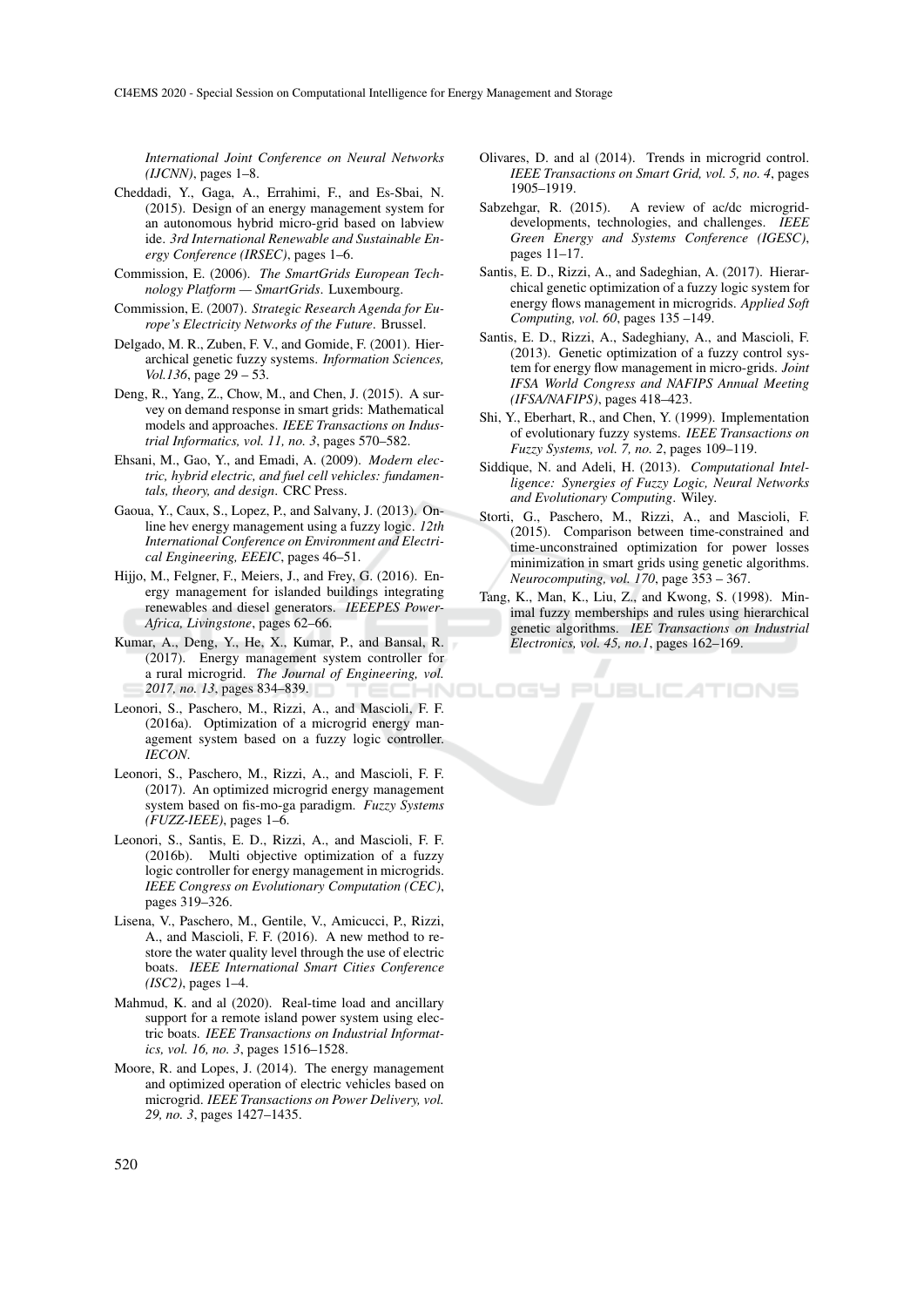*International Joint Conference on Neural Networks (IJCNN)*, pages 1–8.

Cheddadi, Y., Gaga, A., Errahimi, F., and Es-Sbai, N. (2015). Design of an energy management system for an autonomous hybrid micro-grid based on labview ide. *3rd International Renewable and Sustainable Energy Conference (IRSEC)*, pages 1–6.

Commission, E. (2006). *The SmartGrids European Technology Platform — SmartGrids*. Luxembourg.

Commission, E. (2007). *Strategic Research Agenda for Europe's Electricity Networks of the Future*. Brussel.

Delgado, M. R., Zuben, F. V., and Gomide, F. (2001). Hierarchical genetic fuzzy systems. *Information Sciences, Vol.136*, page 29 – 53.

Deng, R., Yang, Z., Chow, M., and Chen, J. (2015). A survey on demand response in smart grids: Mathematical models and approaches. *IEEE Transactions on Industrial Informatics, vol. 11, no. 3*, pages 570–582.

Ehsani, M., Gao, Y., and Emadi, A. (2009). *Modern electric, hybrid electric, and fuel cell vehicles: fundamentals, theory, and design*. CRC Press.

Gaoua, Y., Caux, S., Lopez, P., and Salvany, J. (2013). Online hev energy management using a fuzzy logic. *12th International Conference on Environment and Electrical Engineering, EEEIC*, pages 46–51.

Hijjo, M., Felgner, F., Meiers, J., and Frey, G. (2016). Energy management for islanded buildings integrating renewables and diesel generators. *IEEEPES PowerAfrica, Livingstone*, pages 62–66.

Kumar, A., Deng, Y., He, X., Kumar, P., and Bansal, R. (2017). Energy management system controller for a rural microgrid. *The Journal of Engineering, vol. 2017, no. 13*, pages 834–839.

Leonori, S., Paschero, M., Rizzi, A., and Mascioli, F. F. (2016a). Optimization of a microgrid energy management system based on a fuzzy logic controller. *IECON*.

Leonori, S., Paschero, M., Rizzi, A., and Mascioli, F. F. (2017). An optimized microgrid energy management system based on fis-mo-ga paradigm. *Fuzzy Systems (FUZZ-IEEE)*, pages 1–6.

Leonori, S., Santis, E. D., Rizzi, A., and Mascioli, F. F. (2016b). Multi objective optimization of a fuzzy logic controller for energy management in microgrids. *IEEE Congress on Evolutionary Computation (CEC)*, pages 319–326.

Lisena, V., Paschero, M., Gentile, V., Amicucci, P., Rizzi, A., and Mascioli, F. F. (2016). A new method to restore the water quality level through the use of electric boats. *IEEE International Smart Cities Conference (ISC2)*, pages 1–4.

Mahmud, K. and al (2020). Real-time load and ancillary support for a remote island power system using electric boats. *IEEE Transactions on Industrial Informatics, vol. 16, no. 3*, pages 1516–1528.

Moore, R. and Lopes, J. (2014). The energy management and optimized operation of electric vehicles based on microgrid. *IEEE Transactions on Power Delivery, vol. 29, no. 3*, pages 1427–1435.

Olivares, D. and al (2014). Trends in microgrid control. *IEEE Transactions on Smart Grid, vol. 5, no. 4*, pages 1905–1919.

Sabzehgar, R. (2015). A review of ac/dc microgrid-developments, technologies, and challenges. *IEEE Green Energy and Systems Conference (IGESC)*, pages 11–17.

Santis, E. D., Rizzi, A., and Sadeghian, A. (2017). Hierarchical genetic optimization of a fuzzy logic system for energy flows management in microgrids. *Applied Soft Computing, vol. 60*, pages 135 –149.

Santis, E. D., Rizzi, A., Sadeghiany, A., and Mascioli, F. (2013). Genetic optimization of a fuzzy control system for energy flow management in micro-grids. *Joint IFSA World Congress and NAFIPS Annual Meeting (IFSA/NAFIPS)*, pages 418–423.

Shi, Y., Eberhart, R., and Chen, Y. (1999). Implementation of evolutionary fuzzy systems. *IEEE Transactions on Fuzzy Systems, vol. 7, no. 2*, pages 109–119.

Siddique, N. and Adeli, H. (2013). *Computational Intelligence: Synergies of Fuzzy Logic, Neural Networks and Evolutionary Computing*. Wiley.

Storti, G., Paschero, M., Rizzi, A., and Mascioli, F. (2015). Comparison between time-constrained and time-unconstrained optimization for power losses minimization in smart grids using genetic algorithms. *Neurocomputing, vol. 170*, page 353 – 367.

Tang, K., Man, K., Liu, Z., and Kwong, S. (1998). Minimal fuzzy memberships and rules using hierarchical genetic algorithms. *IEE Transactions on Industrial Electronics, vol. 45, no.1*, pages 162–169.